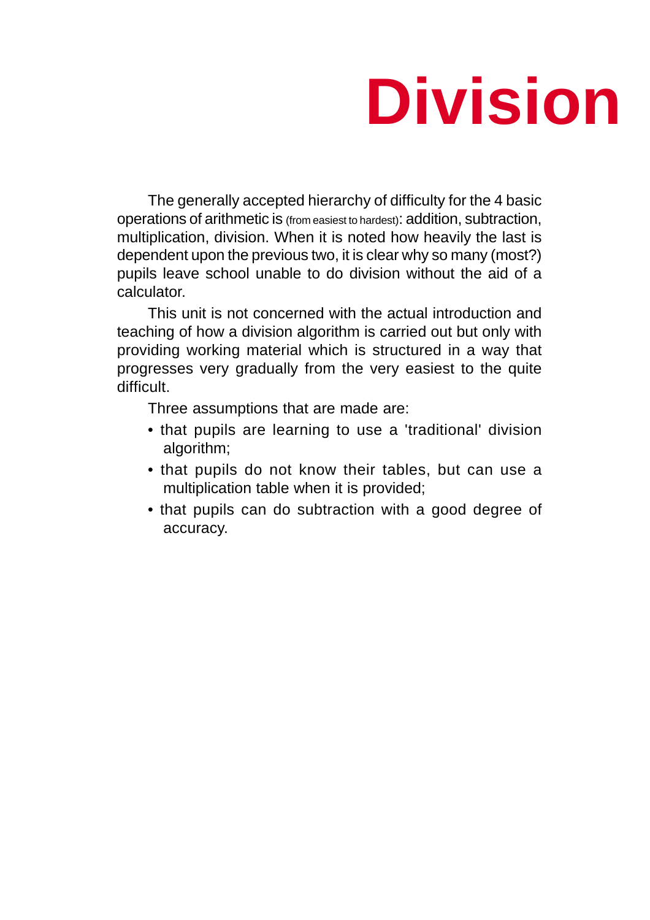# Division

The generally accepted hierarchy of difficulty for the 4 basic operations of arithmetic is (from easiest to hardest): addition, subtraction, multiplication, division. When it is noted how heavily the last is dependent upon the previous two, it is clear why so many (most?) pupils leave school unable to do division without the aid of a calculator.

This unit is not concerned with the actual introduction and teaching of how a division algorithm is carried out but only with providing working material which is structured in a way that progresses very gradually from the very easiest to the quite difficult.

Three assumptions that are made are:

- that pupils are learning to use a 'traditional' division algorithm;
- that pupils do not know their tables, but can use a multiplication table when it is provided;
- that pupils can do subtraction with a good degree of accuracy.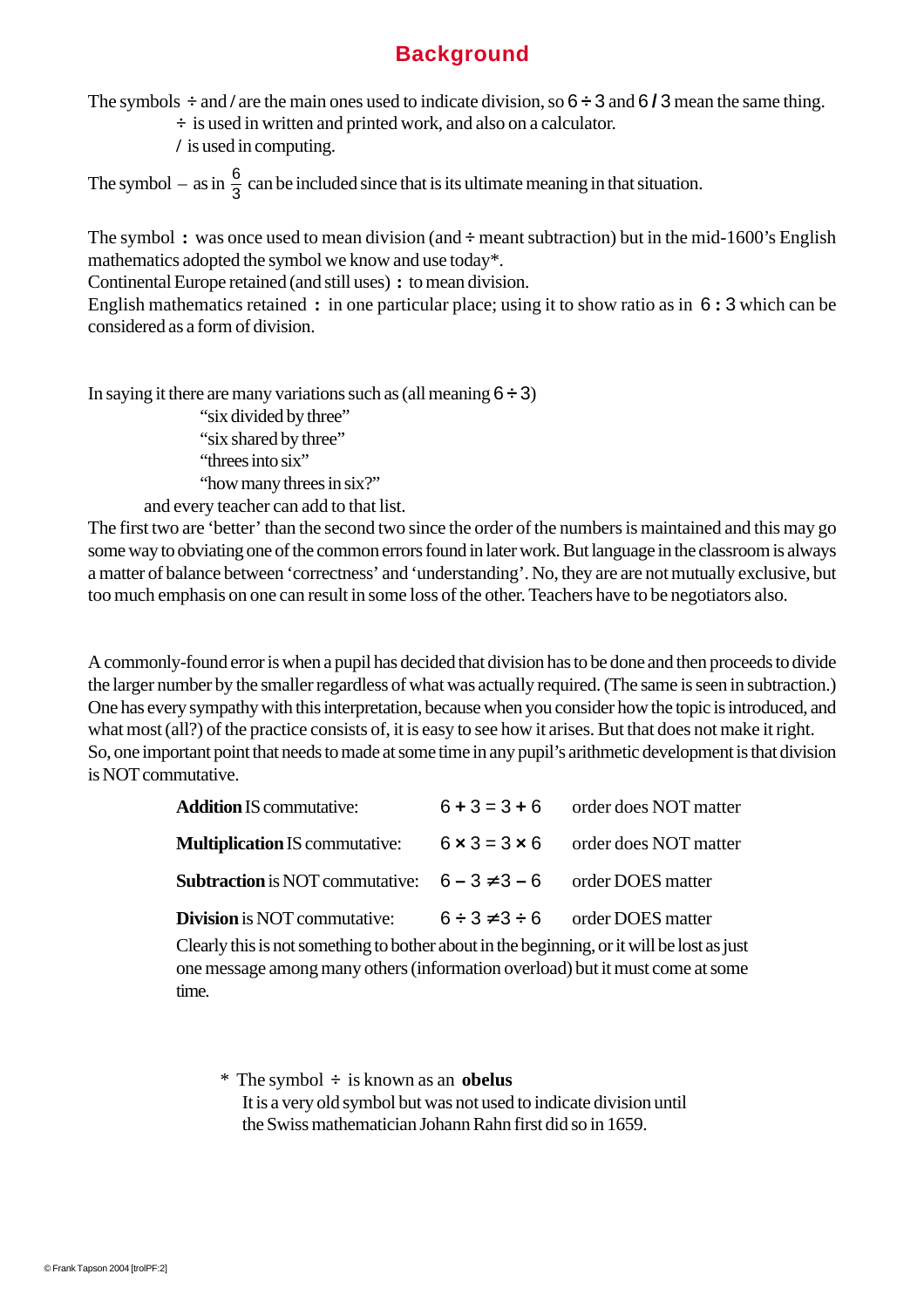# Background

The symbols ÷ and / are the main ones used to indicate division, so $6 \div 3$ and $6 / 3$ mean the same thing.

÷ is used in written and printed work, and also on a calculator.

/ is used in computing.

The symbol – as in $\frac{6}{3}$ can be included since that is its ultimate meaning in that situation.

The symbol **:** was once used to mean division (and ÷ meant subtraction) but in the mid-1600's English mathematics adopted the symbol we know and use today*.
Continental Europe retained (and still uses) **:** to mean division.
English mathematics retained **:** in one particular place; using it to show ratio as in $6 : 3$ which can be considered as a form of division.

In saying it there are many variations such as (all meaning $6 \div 3$)

"six divided by three"
"six shared by three"
"threes into six"
"how many threes in six?"

and every teacher can add to that list.

The first two are 'better' than the second two since the order of the numbers is maintained and this may go some way to obviating one of the common errors found in later work. But language in the classroom is always a matter of balance between 'correctness' and 'understanding'. No, they are are not mutually exclusive, but too much emphasis on one can result in some loss of the other. Teachers have to be negotiators also.

A commonly-found error is when a pupil has decided that division has to be done and then proceeds to divide the larger number by the smaller regardless of what was actually required. (The same is seen in subtraction.) One has every sympathy with this interpretation, because when you consider how the topic is introduced, and what most (all?) of the practice consists of, it is easy to see how it arises. But that does not make it right.
So, one important point that needs to made at some time in any pupil's arithmetic development is that division is NOT commutative.

| | | |
|---|---|---|
| **Addition** IS commutative: | $6 + 3 = 3 + 6$ | order does NOT matter |
| **Multiplication** IS commutative: | $6 \times 3 = 3 \times 6$ | order does NOT matter |
| **Subtraction** is NOT commutative: | $6 - 3 \neq 3 - 6$ | order DOES matter |
| **Division** is NOT commutative: | $6 \div 3 \neq 3 \div 6$ | order DOES matter |

Clearly this is not something to bother about in the beginning, or it will be lost as just one message among many others (information overload) but it must come at some time.

\* The symbol ÷ is known as an **obelus**
It is a very old symbol but was not used to indicate division until the Swiss mathematician Johann Rahn first did so in 1659.

© Frank Tapson 2004 [trolPF:2]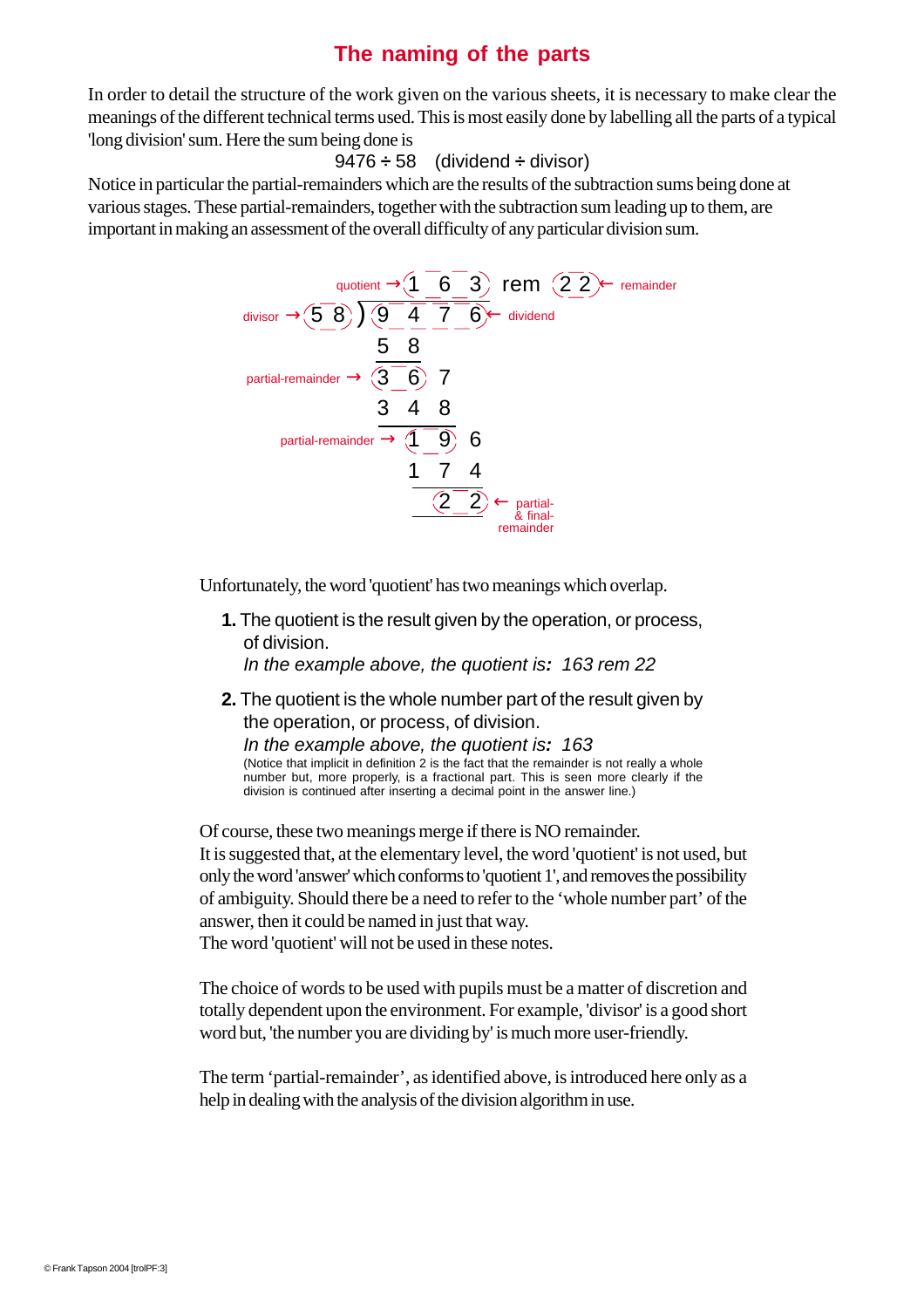# The naming of the parts

In order to detail the structure of the work given on the various sheets, it is necessary to make clear the meanings of the different technical terms used. This is most easily done by labelling all the parts of a typical 'long division' sum. Here the sum being done is

9476 ÷ 58 (dividend ÷ divisor)

Notice in particular the partial-remainders which are the results of the subtraction sums being done at various stages. These partial-remainders, together with the subtraction sum leading up to them, are important in making an assessment of the overall difficulty of any particular division sum.

```
                          quotient → 1 6 3  rem  2 2 ← remainder
                                    ______
              divisor → 5 8 ) 9 4 7 6 ← dividend
                              5 8
                              ---
      partial-remainder →     3 6 7
                              3 4 8
                              -----
        partial-remainder →     1 9 6
                                1 7 4
                                -----
                                  2 2 ← partial-
                                        & final-
                                        remainder
```

Unfortunately, the word 'quotient' has two meanings which overlap.

**1.** The quotient is the result given by the operation, or process, of division.
*In the example above, the quotient is:* *163 rem 22*

**2.** The quotient is the whole number part of the result given by the operation, or process, of division.
*In the example above, the quotient is:* *163*
(Notice that implicit in definition 2 is the fact that the remainder is not really a whole number but, more properly, is a fractional part. This is seen more clearly if the division is continued after inserting a decimal point in the answer line.)

Of course, these two meanings merge if there is NO remainder.
It is suggested that, at the elementary level, the word 'quotient' is not used, but only the word 'answer' which conforms to 'quotient 1', and removes the possibility of ambiguity. Should there be a need to refer to the 'whole number part' of the answer, then it could be named in just that way.
The word 'quotient' will not be used in these notes.

The choice of words to be used with pupils must be a matter of discretion and totally dependent upon the environment. For example, 'divisor' is a good short word but, 'the number you are dividing by' is much more user-friendly.

The term 'partial-remainder', as identified above, is introduced here only as a help in dealing with the analysis of the division algorithm in use.

© Frank Tapson 2004 [trolPF:3]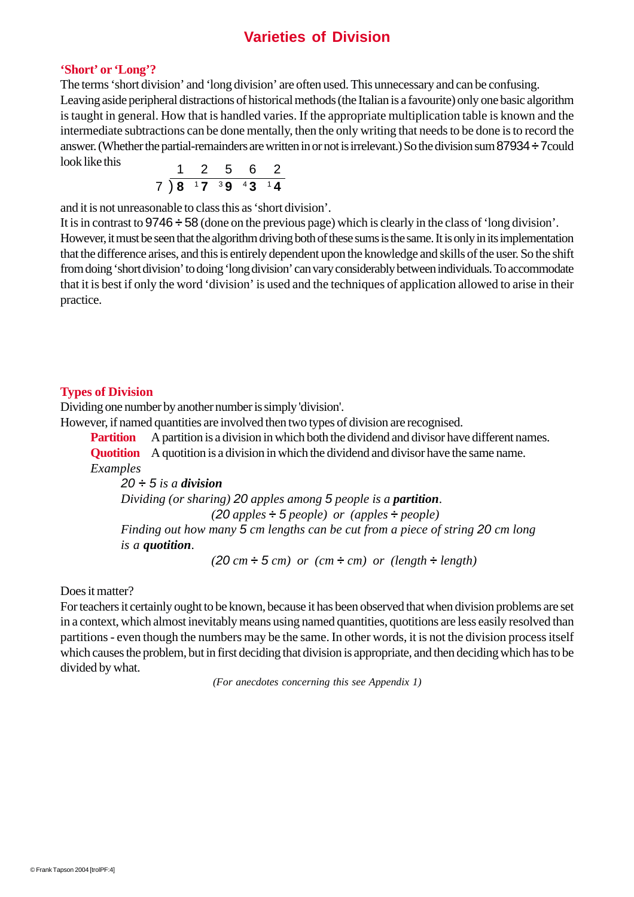# Varieties of Division

## 'Short' or 'Long'?

The terms 'short division' and 'long division' are often used. This unnecessary and can be confusing. Leaving aside peripheral distractions of historical methods (the Italian is a favourite) only one basic algorithm is taught in general. How that is handled varies. If the appropriate multiplication table is known and the intermediate subtractions can be done mentally, then the only writing that needs to be done is to record the answer. (Whether the partial-remainders are written in or not is irrelevant.) So the division sum 87934 ÷ 7 could look like this

$$\begin{array}{r} 1\ \ 2\ \ 5\ \ 6\ \ 2 \\ 7\,\overline{\smash{)}\,\mathbf{8}\ \ {}^{1}\mathbf{7}\ \ {}^{3}\mathbf{9}\ \ {}^{4}\mathbf{3}\ \ {}^{1}\mathbf{4}} \end{array}$$

and it is not unreasonable to class this as 'short division'.
It is in contrast to 9746 ÷ 58 (done on the previous page) which is clearly in the class of 'long division'.
However, it must be seen that the algorithm driving both of these sums is the same. It is only in its implementation that the difference arises, and this is entirely dependent upon the knowledge and skills of the user. So the shift from doing 'short division' to doing 'long division' can vary considerably between individuals. To accommodate that it is best if only the word 'division' is used and the techniques of application allowed to arise in their practice.

## Types of Division

Dividing one number by another number is simply 'division'.
However, if named quantities are involved then two types of division are recognised.

**Partition** A partition is a division in which both the dividend and divisor have different names.
**Quotition** A quotition is a division in which the dividend and divisor have the same name.

*Examples*

*20 ÷ 5 is a* ***division***
*Dividing (or sharing) 20 apples among 5 people is a* ***partition****.*
*(20 apples ÷ 5 people) or (apples ÷ people)*
*Finding out how many 5 cm lengths can be cut from a piece of string 20 cm long is a* ***quotition****.*
*(20 cm ÷ 5 cm) or (cm ÷ cm) or (length ÷ length)*

Does it matter?
For teachers it certainly ought to be known, because it has been observed that when division problems are set in a context, which almost inevitably means using named quantities, quotitions are less easily resolved than partitions - even though the numbers may be the same. In other words, it is not the division process itself which causes the problem, but in first deciding that division is appropriate, and then deciding which has to be divided by what.

*(For anecdotes concerning this see Appendix 1)*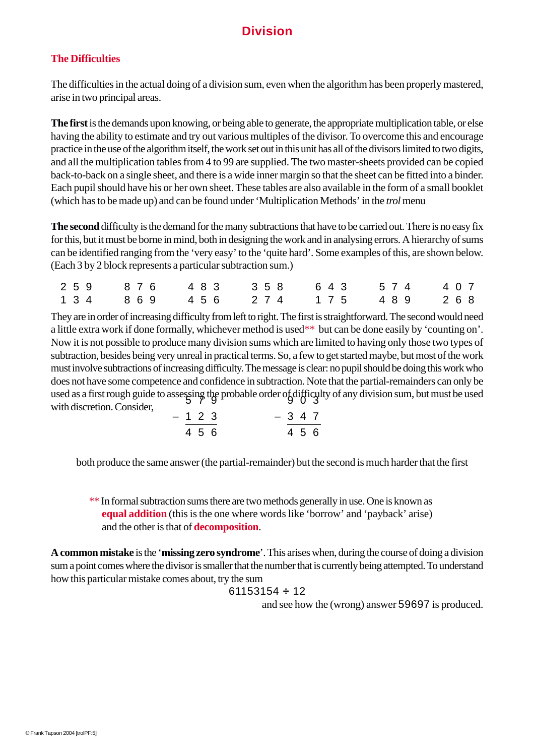# Division

## The Difficulties

The difficulties in the actual doing of a division sum, even when the algorithm has been properly mastered, arise in two principal areas.

**The first** is the demands upon knowing, or being able to generate, the appropriate multiplication table, or else having the ability to estimate and try out various multiples of the divisor. To overcome this and encourage practice in the use of the algorithm itself, the work set out in this unit has all of the divisors limited to two digits, and all the multiplication tables from 4 to 99 are supplied. The two master-sheets provided can be copied back-to-back on a single sheet, and there is a wide inner margin so that the sheet can be fitted into a binder. Each pupil should have his or her own sheet. These tables are also available in the form of a small booklet (which has to be made up) and can be found under 'Multiplication Methods' in the *trol* menu

**The second** difficulty is the demand for the many subtractions that have to be carried out. There is no easy fix for this, but it must be borne in mind, both in designing the work and in analysing errors. A hierarchy of sums can be identified ranging from the 'very easy' to the 'quite hard'. Some examples of this, are shown below. (Each 3 by 2 block represents a particular subtraction sum.)

```
2 5 9     8 7 6     4 8 3     3 5 8     6 4 3     5 7 4     4 0 7
1 3 4     8 6 9     4 5 6     2 7 4     1 7 5     4 8 9     2 6 8
```

They are in order of increasing difficulty from left to right. The first is straightforward. The second would need a little extra work if done formally, whichever method is used** but can be done easily by 'counting on'. Now it is not possible to produce many division sums which are limited to having only those two types of subtraction, besides being very unreal in practical terms. So, a few to get started maybe, but most of the work must involve subtractions of increasing difficulty. The message is clear: no pupil should be doing this work who does not have some competence and confidence in subtraction. Note that the partial-remainders can only be used as a first rough guide to assessing the probable order of difficulty of any division sum, but must be used with discretion. Consider,

```
    5 7 9        9 0 3
  – 1 2 3      – 3 4 7
    -----        -----
    4 5 6        4 5 6
```

both produce the same answer (the partial-remainder) but the second is much harder that the first

** In formal subtraction sums there are two methods generally in use. One is known as **equal addition** (this is the one where words like 'borrow' and 'payback' arise) and the other is that of **decomposition**.

**A common mistake** is the '**missing zero syndrome**'. This arises when, during the course of doing a division sum a point comes where the divisor is smaller that the number that is currently being attempted. To understand how this particular mistake comes about, try the sum

$$61153154 \div 12$$

and see how the (wrong) answer 59697 is produced.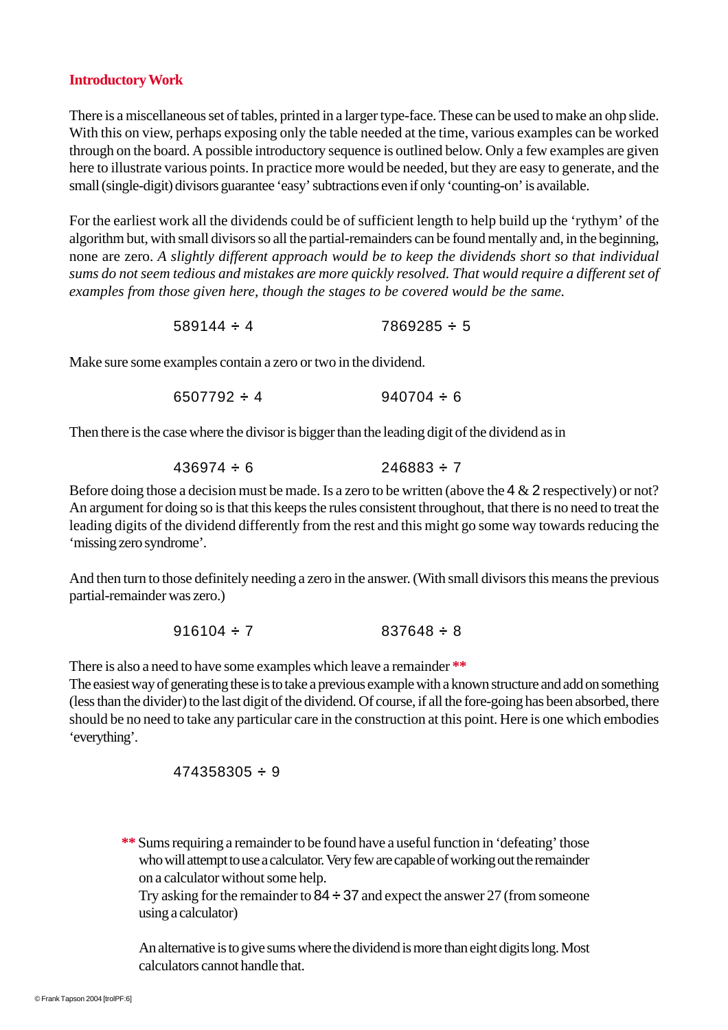## Introductory Work

There is a miscellaneous set of tables, printed in a larger type-face. These can be used to make an ohp slide. With this on view, perhaps exposing only the table needed at the time, various examples can be worked through on the board. A possible introductory sequence is outlined below. Only a few examples are given here to illustrate various points. In practice more would be needed, but they are easy to generate, and the small (single-digit) divisors guarantee 'easy' subtractions even if only 'counting-on' is available.

For the earliest work all the dividends could be of sufficient length to help build up the 'rythym' of the algorithm but, with small divisors so all the partial-remainders can be found mentally and, in the beginning, none are zero. *A slightly different approach would be to keep the dividends short so that individual sums do not seem tedious and mistakes are more quickly resolved. That would require a different set of examples from those given here, though the stages to be covered would be the same.*

589144 ÷ 4 &nbsp;&nbsp;&nbsp;&nbsp;&nbsp;&nbsp;&nbsp;&nbsp; 7869285 ÷ 5

Make sure some examples contain a zero or two in the dividend.

6507792 ÷ 4 &nbsp;&nbsp;&nbsp;&nbsp;&nbsp;&nbsp;&nbsp;&nbsp; 940704 ÷ 6

Then there is the case where the divisor is bigger than the leading digit of the dividend as in

436974 ÷ 6 &nbsp;&nbsp;&nbsp;&nbsp;&nbsp;&nbsp;&nbsp;&nbsp; 246883 ÷ 7

Before doing those a decision must be made. Is a zero to be written (above the 4 & 2 respectively) or not? An argument for doing so is that this keeps the rules consistent throughout, that there is no need to treat the leading digits of the dividend differently from the rest and this might go some way towards reducing the 'missing zero syndrome'.

And then turn to those definitely needing a zero in the answer. (With small divisors this means the previous partial-remainder was zero.)

916104 ÷ 7 &nbsp;&nbsp;&nbsp;&nbsp;&nbsp;&nbsp;&nbsp;&nbsp; 837648 ÷ 8

There is also a need to have some examples which leave a remainder **
The easiest way of generating these is to take a previous example with a known structure and add on something (less than the divider) to the last digit of the dividend. Of course, if all the fore-going has been absorbed, there should be no need to take any particular care in the construction at this point. Here is one which embodies 'everything'.

474358305 ÷ 9

** Sums requiring a remainder to be found have a useful function in 'defeating' those who will attempt to use a calculator. Very few are capable of working out the remainder on a calculator without some help.
Try asking for the remainder to 84 ÷ 37 and expect the answer 27 (from someone using a calculator)

An alternative is to give sums where the dividend is more than eight digits long. Most calculators cannot handle that.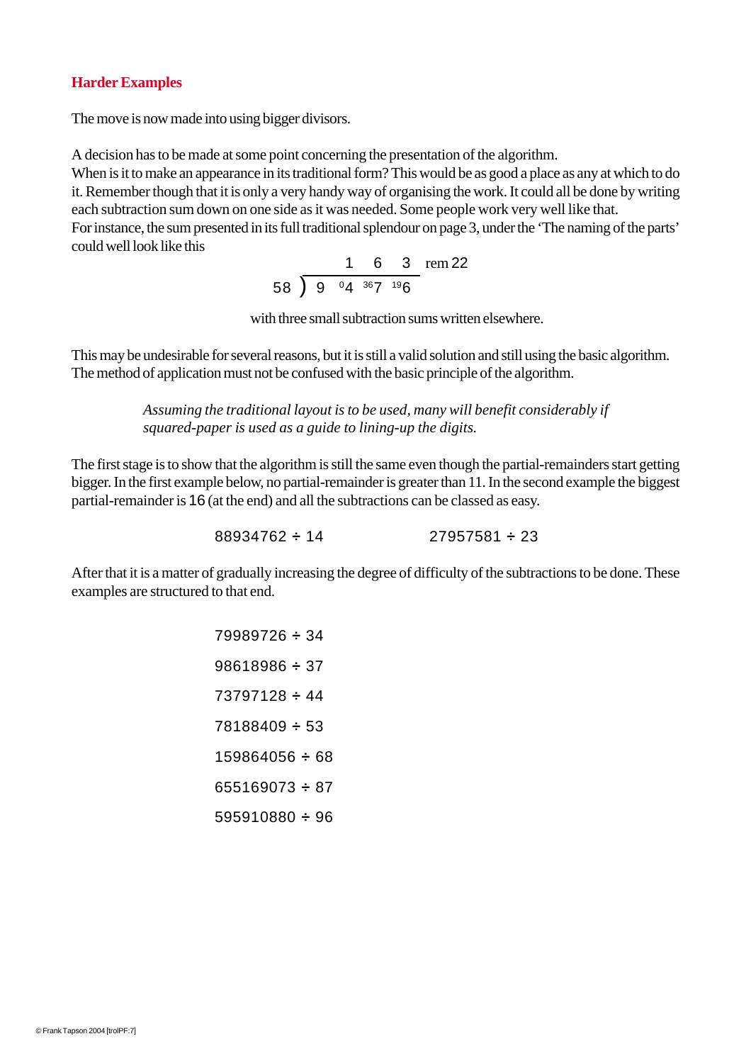## Harder Examples

The move is now made into using bigger divisors.

A decision has to be made at some point concerning the presentation of the algorithm.
When is it to make an appearance in its traditional form? This would be as good a place as any at which to do it. Remember though that it is only a very handy way of organising the work. It could all be done by writing each subtraction sum down on one side as it was needed. Some people work very well like that.
For instance, the sum presented in its full traditional splendour on page 3, under the 'The naming of the parts' could well look like this

```
              1    6    3   rem 22
58 ) 9   ⁰4  ³⁶7  ¹⁹6
```

with three small subtraction sums written elsewhere.

This may be undesirable for several reasons, but it is still a valid solution and still using the basic algorithm. The method of application must not be confused with the basic principle of the algorithm.

> *Assuming the traditional layout is to be used, many will benefit considerably if squared-paper is used as a guide to lining-up the digits.*

The first stage is to show that the algorithm is still the same even though the partial-remainders start getting bigger. In the first example below, no partial-remainder is greater than 11. In the second example the biggest partial-remainder is 16 (at the end) and all the subtractions can be classed as easy.

88934762 ÷ 14          27957581 ÷ 23

After that it is a matter of gradually increasing the degree of difficulty of the subtractions to be done. These examples are structured to that end.

79989726 ÷ 34

98618986 ÷ 37

73797128 ÷ 44

78188409 ÷ 53

159864056 ÷ 68

655169073 ÷ 87

595910880 ÷ 96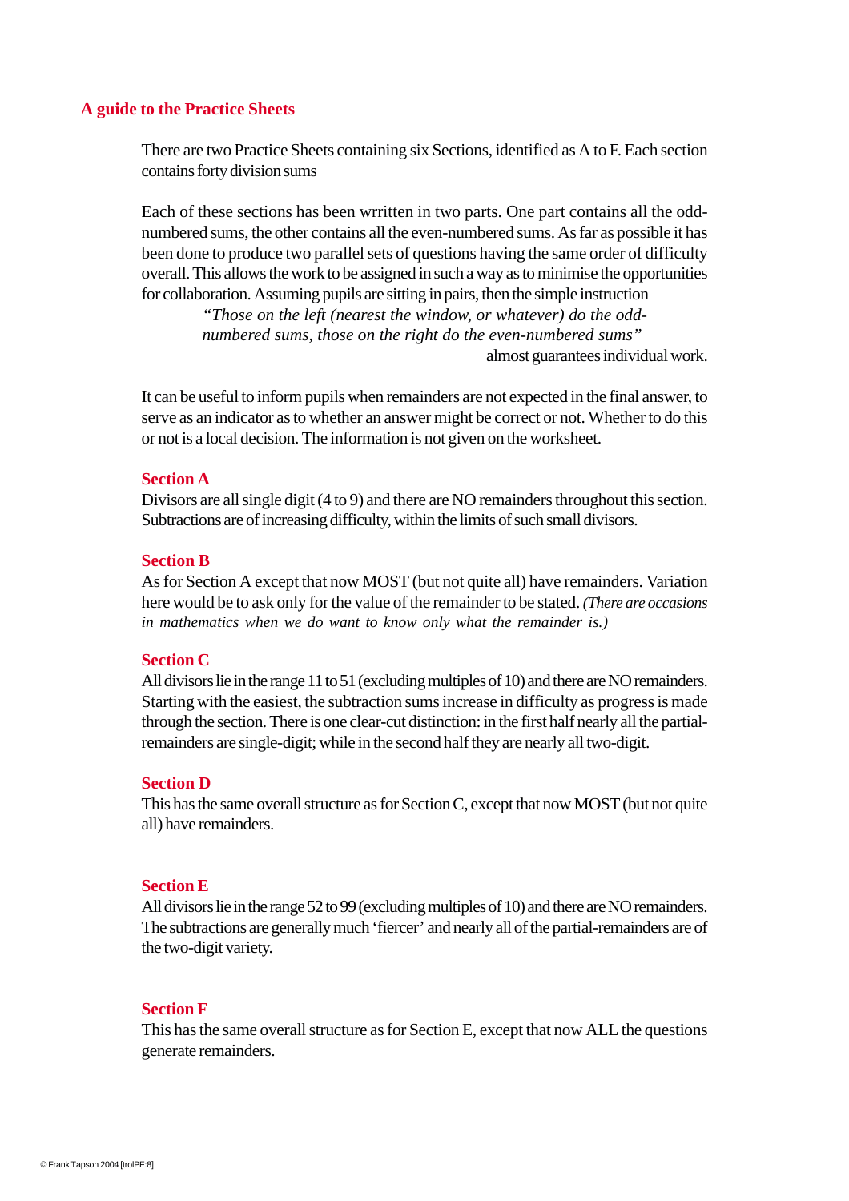## A guide to the Practice Sheets

There are two Practice Sheets containing six Sections, identified as A to F. Each section contains forty division sums

Each of these sections has been wrritten in two parts. One part contains all the odd-numbered sums, the other contains all the even-numbered sums. As far as possible it has been done to produce two parallel sets of questions having the same order of difficulty overall. This allows the work to be assigned in such a way as to minimise the opportunities for collaboration. Assuming pupils are sitting in pairs, then the simple instruction

> *"Those on the left (nearest the window, or whatever) do the odd-numbered sums, those on the right do the even-numbered sums"*

almost guarantees individual work.

It can be useful to inform pupils when remainders are not expected in the final answer, to serve as an indicator as to whether an answer might be correct or not. Whether to do this or not is a local decision. The information is not given on the worksheet.

### Section A

Divisors are all single digit (4 to 9) and there are NO remainders throughout this section. Subtractions are of increasing difficulty, within the limits of such small divisors.

### Section B

As for Section A except that now MOST (but not quite all) have remainders. Variation here would be to ask only for the value of the remainder to be stated. *(There are occasions in mathematics when we do want to know only what the remainder is.)*

### Section C

All divisors lie in the range 11 to 51 (excluding multiples of 10) and there are NO remainders. Starting with the easiest, the subtraction sums increase in difficulty as progress is made through the section. There is one clear-cut distinction: in the first half nearly all the partial-remainders are single-digit; while in the second half they are nearly all two-digit.

### Section D

This has the same overall structure as for Section C, except that now MOST (but not quite all) have remainders.

### Section E

All divisors lie in the range 52 to 99 (excluding multiples of 10) and there are NO remainders. The subtractions are generally much 'fiercer' and nearly all of the partial-remainders are of the two-digit variety.

### Section F

This has the same overall structure as for Section E, except that now ALL the questions generate remainders.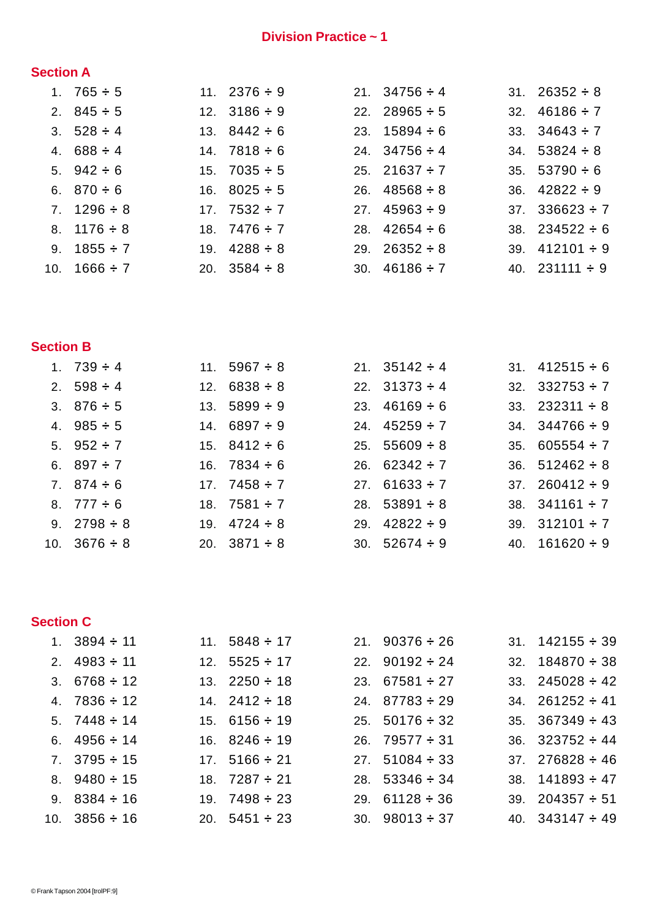# Division Practice ~ 1

## Section A

1. $765 \div 5$
2. $845 \div 5$
3. $528 \div 4$
4. $688 \div 4$
5. $942 \div 6$
6. $870 \div 6$
7. $1296 \div 8$
8. $1176 \div 8$
9. $1855 \div 7$
10. $1666 \div 7$
11. $2376 \div 9$
12. $3186 \div 9$
13. $8442 \div 6$
14. $7818 \div 6$
15. $7035 \div 5$
16. $8025 \div 5$
17. $7532 \div 7$
18. $7476 \div 7$
19. $4288 \div 8$
20. $3584 \div 8$
21. $34756 \div 4$
22. $28965 \div 5$
23. $15894 \div 6$
24. $34756 \div 4$
25. $21637 \div 7$
26. $48568 \div 8$
27. $45963 \div 9$
28. $42654 \div 6$
29. $26352 \div 8$
30. $46186 \div 7$
31. $26352 \div 8$
32. $46186 \div 7$
33. $34643 \div 7$
34. $53824 \div 8$
35. $53790 \div 6$
36. $42822 \div 9$
37. $336623 \div 7$
38. $234522 \div 6$
39. $412101 \div 9$
40. $231111 \div 9$

## Section B

1. $739 \div 4$
2. $598 \div 4$
3. $876 \div 5$
4. $985 \div 5$
5. $952 \div 7$
6. $897 \div 7$
7. $874 \div 6$
8. $777 \div 6$
9. $2798 \div 8$
10. $3676 \div 8$
11. $5967 \div 8$
12. $6838 \div 8$
13. $5899 \div 9$
14. $6897 \div 9$
15. $8412 \div 6$
16. $7834 \div 6$
17. $7458 \div 7$
18. $7581 \div 7$
19. $4724 \div 8$
20. $3871 \div 8$
21. $35142 \div 4$
22. $31373 \div 4$
23. $46169 \div 6$
24. $45259 \div 7$
25. $55609 \div 8$
26. $62342 \div 7$
27. $61633 \div 7$
28. $53891 \div 8$
29. $42822 \div 9$
30. $52674 \div 9$
31. $412515 \div 6$
32. $332753 \div 7$
33. $232311 \div 8$
34. $344766 \div 9$
35. $605554 \div 7$
36. $512462 \div 8$
37. $260412 \div 9$
38. $341161 \div 7$
39. $312101 \div 7$
40. $161620 \div 9$

## Section C

1. $3894 \div 11$
2. $4983 \div 11$
3. $6768 \div 12$
4. $7836 \div 12$
5. $7448 \div 14$
6. $4956 \div 14$
7. $3795 \div 15$
8. $9480 \div 15$
9. $8384 \div 16$
10. $3856 \div 16$
11. $5848 \div 17$
12. $5525 \div 17$
13. $2250 \div 18$
14. $2412 \div 18$
15. $6156 \div 19$
16. $8246 \div 19$
17. $5166 \div 21$
18. $7287 \div 21$
19. $7498 \div 23$
20. $5451 \div 23$
21. $90376 \div 26$
22. $90192 \div 24$
23. $67581 \div 27$
24. $87783 \div 29$
25. $50176 \div 32$
26. $79577 \div 31$
27. $51084 \div 33$
28. $53346 \div 34$
29. $61128 \div 36$
30. $98013 \div 37$
31. $142155 \div 39$
32. $184870 \div 38$
33. $245028 \div 42$
34. $261252 \div 41$
35. $367349 \div 43$
36. $323752 \div 44$
37. $276828 \div 46$
38. $141893 \div 47$
39. $204357 \div 51$
40. $343147 \div 49$

© Frank Tapson 2004 [trolPF:9]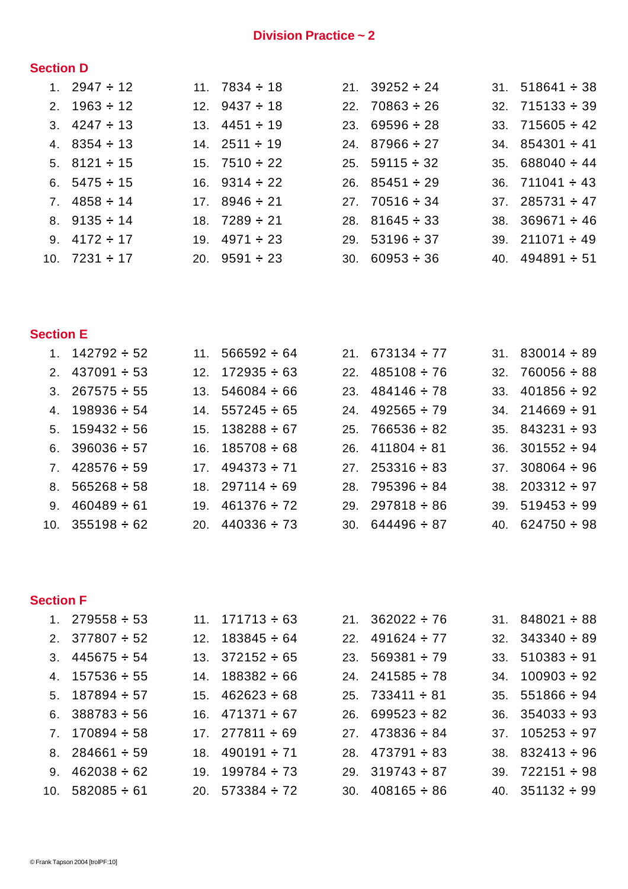# Division Practice ~ 2

## Section D

1. 2947 ÷ 12
2. 1963 ÷ 12
3. 4247 ÷ 13
4. 8354 ÷ 13
5. 8121 ÷ 15
6. 5475 ÷ 15
7. 4858 ÷ 14
8. 9135 ÷ 14
9. 4172 ÷ 17
10. 7231 ÷ 17
11. 7834 ÷ 18
12. 9437 ÷ 18
13. 4451 ÷ 19
14. 2511 ÷ 19
15. 7510 ÷ 22
16. 9314 ÷ 22
17. 8946 ÷ 21
18. 7289 ÷ 21
19. 4971 ÷ 23
20. 9591 ÷ 23
21. 39252 ÷ 24
22. 70863 ÷ 26
23. 69596 ÷ 28
24. 87966 ÷ 27
25. 59115 ÷ 32
26. 85451 ÷ 29
27. 70516 ÷ 34
28. 81645 ÷ 33
29. 53196 ÷ 37
30. 60953 ÷ 36
31. 518641 ÷ 38
32. 715133 ÷ 39
33. 715605 ÷ 42
34. 854301 ÷ 41
35. 688040 ÷ 44
36. 711041 ÷ 43
37. 285731 ÷ 47
38. 369671 ÷ 46
39. 211071 ÷ 49
40. 494891 ÷ 51

## Section E

1. 142792 ÷ 52
2. 437091 ÷ 53
3. 267575 ÷ 55
4. 198936 ÷ 54
5. 159432 ÷ 56
6. 396036 ÷ 57
7. 428576 ÷ 59
8. 565268 ÷ 58
9. 460489 ÷ 61
10. 355198 ÷ 62
11. 566592 ÷ 64
12. 172935 ÷ 63
13. 546084 ÷ 66
14. 557245 ÷ 65
15. 138288 ÷ 67
16. 185708 ÷ 68
17. 494373 ÷ 71
18. 297114 ÷ 69
19. 461376 ÷ 72
20. 440336 ÷ 73
21. 673134 ÷ 77
22. 485108 ÷ 76
23. 484146 ÷ 78
24. 492565 ÷ 79
25. 766536 ÷ 82
26. 411804 ÷ 81
27. 253316 ÷ 83
28. 795396 ÷ 84
29. 297818 ÷ 86
30. 644496 ÷ 87
31. 830014 ÷ 89
32. 760056 ÷ 88
33. 401856 ÷ 92
34. 214669 ÷ 91
35. 843231 ÷ 93
36. 301552 ÷ 94
37. 308064 ÷ 96
38. 203312 ÷ 97
39. 519453 ÷ 99
40. 624750 ÷ 98

## Section F

1. 279558 ÷ 53
2. 377807 ÷ 52
3. 445675 ÷ 54
4. 157536 ÷ 55
5. 187894 ÷ 57
6. 388783 ÷ 56
7. 170894 ÷ 58
8. 284661 ÷ 59
9. 462038 ÷ 62
10. 582085 ÷ 61
11. 171713 ÷ 63
12. 183845 ÷ 64
13. 372152 ÷ 65
14. 188382 ÷ 66
15. 462623 ÷ 68
16. 471371 ÷ 67
17. 277811 ÷ 69
18. 490191 ÷ 71
19. 199784 ÷ 73
20. 573384 ÷ 72
21. 362022 ÷ 76
22. 491624 ÷ 77
23. 569381 ÷ 79
24. 241585 ÷ 78
25. 733411 ÷ 81
26. 699523 ÷ 82
27. 473836 ÷ 84
28. 473791 ÷ 83
29. 319743 ÷ 87
30. 408165 ÷ 86
31. 848021 ÷ 88
32. 343340 ÷ 89
33. 510383 ÷ 91
34. 100903 ÷ 92
35. 551866 ÷ 94
36. 354033 ÷ 93
37. 105253 ÷ 97
38. 832413 ÷ 96
39. 722151 ÷ 98
40. 351132 ÷ 99

© Frank Tapson 2004 [trolPF:10]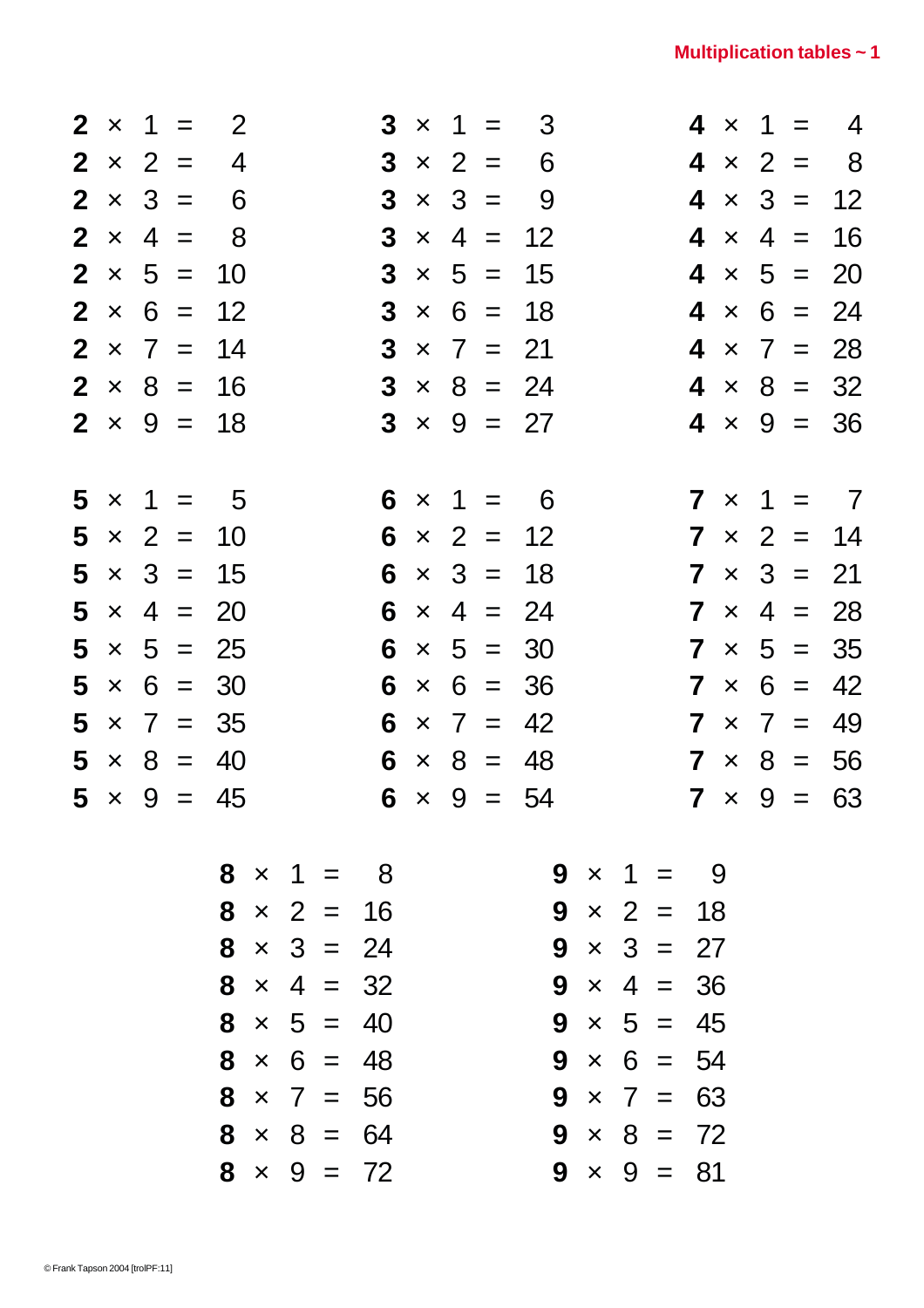# Multiplication tables ~ 1

$\mathbf{2} \times 1 = 2$
$\mathbf{2} \times 2 = 4$
$\mathbf{2} \times 3 = 6$
$\mathbf{2} \times 4 = 8$
$\mathbf{2} \times 5 = 10$
$\mathbf{2} \times 6 = 12$
$\mathbf{2} \times 7 = 14$
$\mathbf{2} \times 8 = 16$
$\mathbf{2} \times 9 = 18$

$\mathbf{3} \times 1 = 3$
$\mathbf{3} \times 2 = 6$
$\mathbf{3} \times 3 = 9$
$\mathbf{3} \times 4 = 12$
$\mathbf{3} \times 5 = 15$
$\mathbf{3} \times 6 = 18$
$\mathbf{3} \times 7 = 21$
$\mathbf{3} \times 8 = 24$
$\mathbf{3} \times 9 = 27$

$\mathbf{4} \times 1 = 4$
$\mathbf{4} \times 2 = 8$
$\mathbf{4} \times 3 = 12$
$\mathbf{4} \times 4 = 16$
$\mathbf{4} \times 5 = 20$
$\mathbf{4} \times 6 = 24$
$\mathbf{4} \times 7 = 28$
$\mathbf{4} \times 8 = 32$
$\mathbf{4} \times 9 = 36$

$\mathbf{5} \times 1 = 5$
$\mathbf{5} \times 2 = 10$
$\mathbf{5} \times 3 = 15$
$\mathbf{5} \times 4 = 20$
$\mathbf{5} \times 5 = 25$
$\mathbf{5} \times 6 = 30$
$\mathbf{5} \times 7 = 35$
$\mathbf{5} \times 8 = 40$
$\mathbf{5} \times 9 = 45$

$\mathbf{6} \times 1 = 6$
$\mathbf{6} \times 2 = 12$
$\mathbf{6} \times 3 = 18$
$\mathbf{6} \times 4 = 24$
$\mathbf{6} \times 5 = 30$
$\mathbf{6} \times 6 = 36$
$\mathbf{6} \times 7 = 42$
$\mathbf{6} \times 8 = 48$
$\mathbf{6} \times 9 = 54$

$\mathbf{7} \times 1 = 7$
$\mathbf{7} \times 2 = 14$
$\mathbf{7} \times 3 = 21$
$\mathbf{7} \times 4 = 28$
$\mathbf{7} \times 5 = 35$
$\mathbf{7} \times 6 = 42$
$\mathbf{7} \times 7 = 49$
$\mathbf{7} \times 8 = 56$
$\mathbf{7} \times 9 = 63$

$\mathbf{8} \times 1 = 8$
$\mathbf{8} \times 2 = 16$
$\mathbf{8} \times 3 = 24$
$\mathbf{8} \times 4 = 32$
$\mathbf{8} \times 5 = 40$
$\mathbf{8} \times 6 = 48$
$\mathbf{8} \times 7 = 56$
$\mathbf{8} \times 8 = 64$
$\mathbf{8} \times 9 = 72$

$\mathbf{9} \times 1 = 9$
$\mathbf{9} \times 2 = 18$
$\mathbf{9} \times 3 = 27$
$\mathbf{9} \times 4 = 36$
$\mathbf{9} \times 5 = 45$
$\mathbf{9} \times 6 = 54$
$\mathbf{9} \times 7 = 63$
$\mathbf{9} \times 8 = 72$
$\mathbf{9} \times 9 = 81$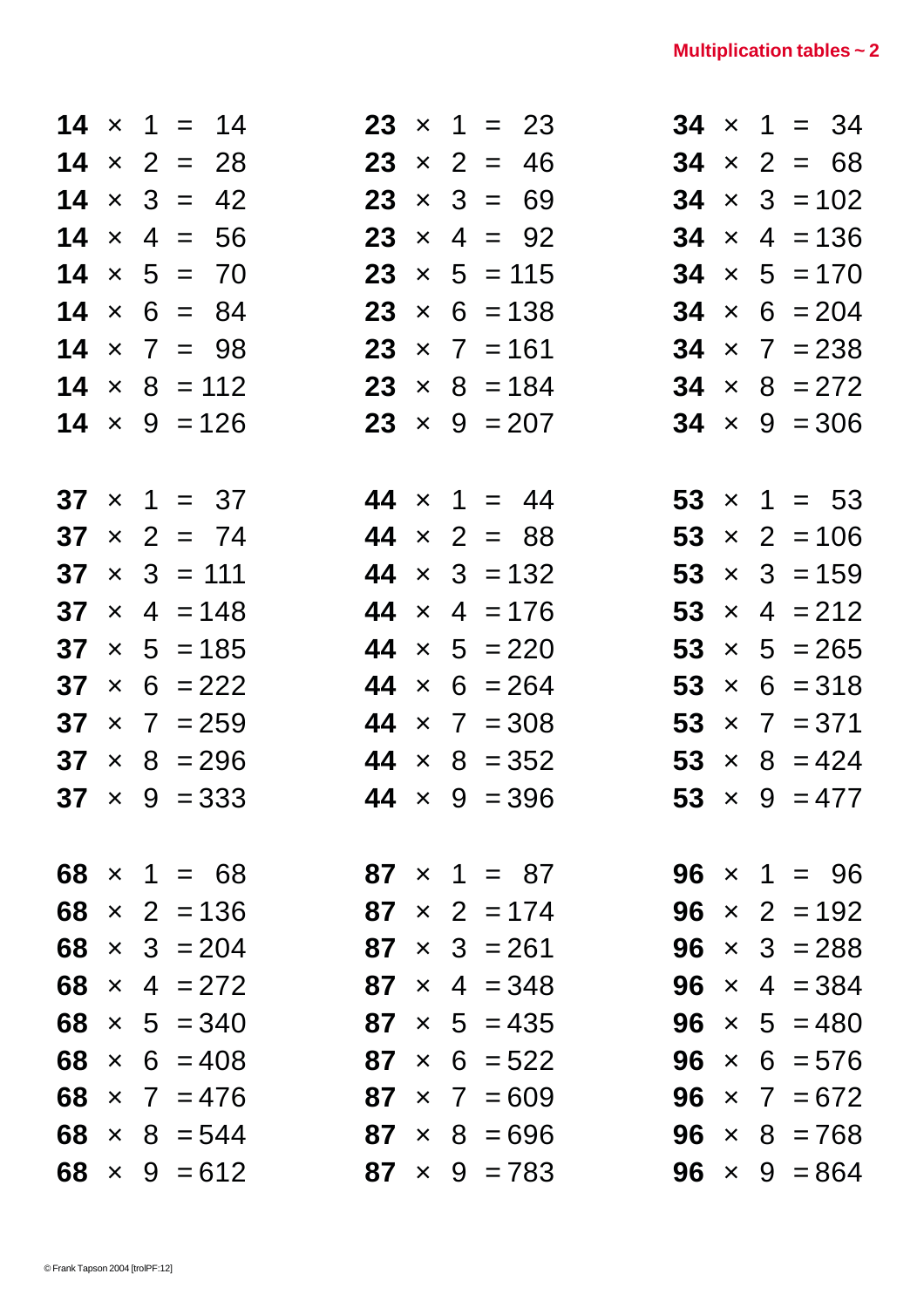# Multiplication tables ~ 2

**14** × 1 = 14
**14** × 2 = 28
**14** × 3 = 42
**14** × 4 = 56
**14** × 5 = 70
**14** × 6 = 84
**14** × 7 = 98
**14** × 8 = 112
**14** × 9 = 126

**23** × 1 = 23
**23** × 2 = 46
**23** × 3 = 69
**23** × 4 = 92
**23** × 5 = 115
**23** × 6 = 138
**23** × 7 = 161
**23** × 8 = 184
**23** × 9 = 207

**34** × 1 = 34
**34** × 2 = 68
**34** × 3 = 102
**34** × 4 = 136
**34** × 5 = 170
**34** × 6 = 204
**34** × 7 = 238
**34** × 8 = 272
**34** × 9 = 306

**37** × 1 = 37
**37** × 2 = 74
**37** × 3 = 111
**37** × 4 = 148
**37** × 5 = 185
**37** × 6 = 222
**37** × 7 = 259
**37** × 8 = 296
**37** × 9 = 333

**44** × 1 = 44
**44** × 2 = 88
**44** × 3 = 132
**44** × 4 = 176
**44** × 5 = 220
**44** × 6 = 264
**44** × 7 = 308
**44** × 8 = 352
**44** × 9 = 396

**53** × 1 = 53
**53** × 2 = 106
**53** × 3 = 159
**53** × 4 = 212
**53** × 5 = 265
**53** × 6 = 318
**53** × 7 = 371
**53** × 8 = 424
**53** × 9 = 477

**68** × 1 = 68
**68** × 2 = 136
**68** × 3 = 204
**68** × 4 = 272
**68** × 5 = 340
**68** × 6 = 408
**68** × 7 = 476
**68** × 8 = 544
**68** × 9 = 612

**87** × 1 = 87
**87** × 2 = 174
**87** × 3 = 261
**87** × 4 = 348
**87** × 5 = 435
**87** × 6 = 522
**87** × 7 = 609
**87** × 8 = 696
**87** × 9 = 783

**96** × 1 = 96
**96** × 2 = 192
**96** × 3 = 288
**96** × 4 = 384
**96** × 5 = 480
**96** × 6 = 576
**96** × 7 = 672
**96** × 8 = 768
**96** × 9 = 864

© Frank Tapson 2004 [trolPF:12]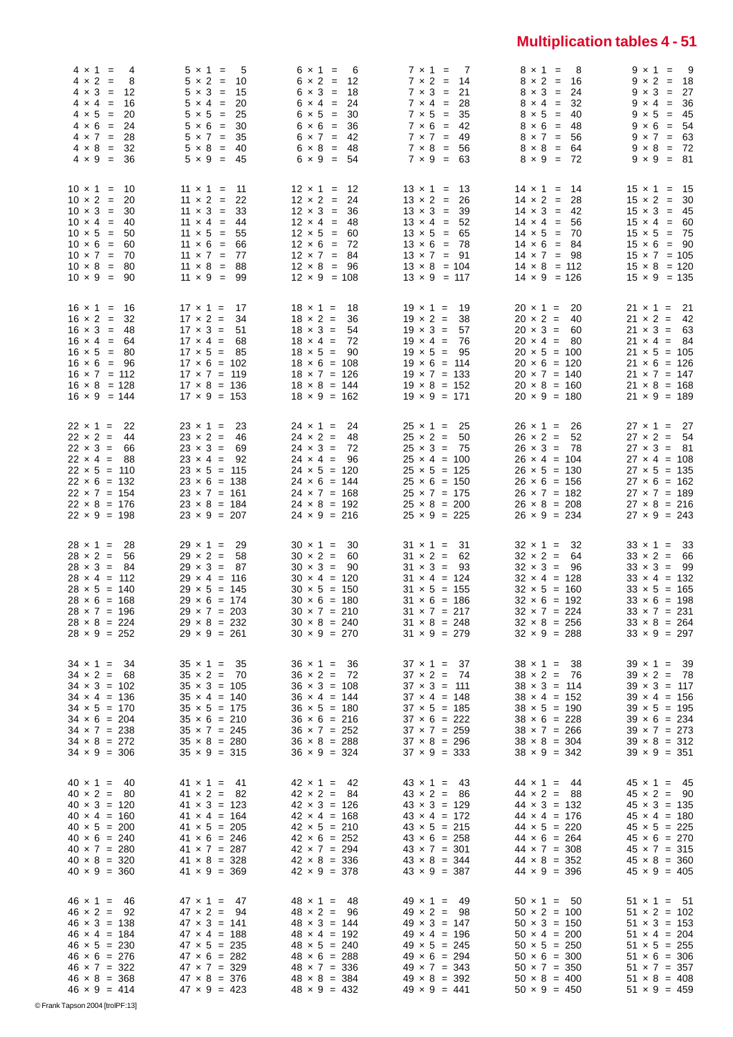# Multiplication tables 4 - 51

4 × 1 = 4
4 × 2 = 8
4 × 3 = 12
4 × 4 = 16
4 × 5 = 20
4 × 6 = 24
4 × 7 = 28
4 × 8 = 32
4 × 9 = 36

5 × 1 = 5
5 × 2 = 10
5 × 3 = 15
5 × 4 = 20
5 × 5 = 25
5 × 6 = 30
5 × 7 = 35
5 × 8 = 40
5 × 9 = 45

6 × 1 = 6
6 × 2 = 12
6 × 3 = 18
6 × 4 = 24
6 × 5 = 30
6 × 6 = 36
6 × 7 = 42
6 × 8 = 48
6 × 9 = 54

7 × 1 = 7
7 × 2 = 14
7 × 3 = 21
7 × 4 = 28
7 × 5 = 35
7 × 6 = 42
7 × 7 = 49
7 × 8 = 56
7 × 9 = 63

8 × 1 = 8
8 × 2 = 16
8 × 3 = 24
8 × 4 = 32
8 × 5 = 40
8 × 6 = 48
8 × 7 = 56
8 × 8 = 64
8 × 9 = 72

9 × 1 = 9
9 × 2 = 18
9 × 3 = 27
9 × 4 = 36
9 × 5 = 45
9 × 6 = 54
9 × 7 = 63
9 × 8 = 72
9 × 9 = 81

10 × 1 = 10
10 × 2 = 20
10 × 3 = 30
10 × 4 = 40
10 × 5 = 50
10 × 6 = 60
10 × 7 = 70
10 × 8 = 80
10 × 9 = 90

11 × 1 = 11
11 × 2 = 22
11 × 3 = 33
11 × 4 = 44
11 × 5 = 55
11 × 6 = 66
11 × 7 = 77
11 × 8 = 88
11 × 9 = 99

12 × 1 = 12
12 × 2 = 24
12 × 3 = 36
12 × 4 = 48
12 × 5 = 60
12 × 6 = 72
12 × 7 = 84
12 × 8 = 96
12 × 9 = 108

13 × 1 = 13
13 × 2 = 26
13 × 3 = 39
13 × 4 = 52
13 × 5 = 65
13 × 6 = 78
13 × 7 = 91
13 × 8 = 104
13 × 9 = 117

14 × 1 = 14
14 × 2 = 28
14 × 3 = 42
14 × 4 = 56
14 × 5 = 70
14 × 6 = 84
14 × 7 = 98
14 × 8 = 112
14 × 9 = 126

15 × 1 = 15
15 × 2 = 30
15 × 3 = 45
15 × 4 = 60
15 × 5 = 75
15 × 6 = 90
15 × 7 = 105
15 × 8 = 120
15 × 9 = 135

16 × 1 = 16
16 × 2 = 32
16 × 3 = 48
16 × 4 = 64
16 × 5 = 80
16 × 6 = 96
16 × 7 = 112
16 × 8 = 128
16 × 9 = 144

17 × 1 = 17
17 × 2 = 34
17 × 3 = 51
17 × 4 = 68
17 × 5 = 85
17 × 6 = 102
17 × 7 = 119
17 × 8 = 136
17 × 9 = 153

18 × 1 = 18
18 × 2 = 36
18 × 3 = 54
18 × 4 = 72
18 × 5 = 90
18 × 6 = 108
18 × 7 = 126
18 × 8 = 144
18 × 9 = 162

19 × 1 = 19
19 × 2 = 38
19 × 3 = 57
19 × 4 = 76
19 × 5 = 95
19 × 6 = 114
19 × 7 = 133
19 × 8 = 152
19 × 9 = 171

20 × 1 = 20
20 × 2 = 40
20 × 3 = 60
20 × 4 = 80
20 × 5 = 100
20 × 6 = 120
20 × 7 = 140
20 × 8 = 160
20 × 9 = 180

21 × 1 = 21
21 × 2 = 42
21 × 3 = 63
21 × 4 = 84
21 × 5 = 105
21 × 6 = 126
21 × 7 = 147
21 × 8 = 168
21 × 9 = 189

22 × 1 = 22
22 × 2 = 44
22 × 3 = 66
22 × 4 = 88
22 × 5 = 110
22 × 6 = 132
22 × 7 = 154
22 × 8 = 176
22 × 9 = 198

23 × 1 = 23
23 × 2 = 46
23 × 3 = 69
23 × 4 = 92
23 × 5 = 115
23 × 6 = 138
23 × 7 = 161
23 × 8 = 184
23 × 9 = 207

24 × 1 = 24
24 × 2 = 48
24 × 3 = 72
24 × 4 = 96
24 × 5 = 120
24 × 6 = 144
24 × 7 = 168
24 × 8 = 192
24 × 9 = 216

25 × 1 = 25
25 × 2 = 50
25 × 3 = 75
25 × 4 = 100
25 × 5 = 125
25 × 6 = 150
25 × 7 = 175
25 × 8 = 200
25 × 9 = 225

26 × 1 = 26
26 × 2 = 52
26 × 3 = 78
26 × 4 = 104
26 × 5 = 130
26 × 6 = 156
26 × 7 = 182
26 × 8 = 208
26 × 9 = 234

27 × 1 = 27
27 × 2 = 54
27 × 3 = 81
27 × 4 = 108
27 × 5 = 135
27 × 6 = 162
27 × 7 = 189
27 × 8 = 216
27 × 9 = 243

28 × 1 = 28
28 × 2 = 56
28 × 3 = 84
28 × 4 = 112
28 × 5 = 140
28 × 6 = 168
28 × 7 = 196
28 × 8 = 224
28 × 9 = 252

29 × 1 = 29
29 × 2 = 58
29 × 3 = 87
29 × 4 = 116
29 × 5 = 145
29 × 6 = 174
29 × 7 = 203
29 × 8 = 232
29 × 9 = 261

30 × 1 = 30
30 × 2 = 60
30 × 3 = 90
30 × 4 = 120
30 × 5 = 150
30 × 6 = 180
30 × 7 = 210
30 × 8 = 240
30 × 9 = 270

31 × 1 = 31
31 × 2 = 62
31 × 3 = 93
31 × 4 = 124
31 × 5 = 155
31 × 6 = 186
31 × 7 = 217
31 × 8 = 248
31 × 9 = 279

32 × 1 = 32
32 × 2 = 64
32 × 3 = 96
32 × 4 = 128
32 × 5 = 160
32 × 6 = 192
32 × 7 = 224
32 × 8 = 256
32 × 9 = 288

33 × 1 = 33
33 × 2 = 66
33 × 3 = 99
33 × 4 = 132
33 × 5 = 165
33 × 6 = 198
33 × 7 = 231
33 × 8 = 264
33 × 9 = 297

34 × 1 = 34
34 × 2 = 68
34 × 3 = 102
34 × 4 = 136
34 × 5 = 170
34 × 6 = 204
34 × 7 = 238
34 × 8 = 272
34 × 9 = 306

35 × 1 = 35
35 × 2 = 70
35 × 3 = 105
35 × 4 = 140
35 × 5 = 175
35 × 6 = 210
35 × 7 = 245
35 × 8 = 280
35 × 9 = 315

36 × 1 = 36
36 × 2 = 72
36 × 3 = 108
36 × 4 = 144
36 × 5 = 180
36 × 6 = 216
36 × 7 = 252
36 × 8 = 288
36 × 9 = 324

37 × 1 = 37
37 × 2 = 74
37 × 3 = 111
37 × 4 = 148
37 × 5 = 185
37 × 6 = 222
37 × 7 = 259
37 × 8 = 296
37 × 9 = 333

38 × 1 = 38
38 × 2 = 76
38 × 3 = 114
38 × 4 = 152
38 × 5 = 190
38 × 6 = 228
38 × 7 = 266
38 × 8 = 304
38 × 9 = 342

39 × 1 = 39
39 × 2 = 78
39 × 3 = 117
39 × 4 = 156
39 × 5 = 195
39 × 6 = 234
39 × 7 = 273
39 × 8 = 312
39 × 9 = 351

40 × 1 = 40
40 × 2 = 80
40 × 3 = 120
40 × 4 = 160
40 × 5 = 200
40 × 6 = 240
40 × 7 = 280
40 × 8 = 320
40 × 9 = 360

41 × 1 = 41
41 × 2 = 82
41 × 3 = 123
41 × 4 = 164
41 × 5 = 205
41 × 6 = 246
41 × 7 = 287
41 × 8 = 328
41 × 9 = 369

42 × 1 = 42
42 × 2 = 84
42 × 3 = 126
42 × 4 = 168
42 × 5 = 210
42 × 6 = 252
42 × 7 = 294
42 × 8 = 336
42 × 9 = 378

43 × 1 = 43
43 × 2 = 86
43 × 3 = 129
43 × 4 = 172
43 × 5 = 215
43 × 6 = 258
43 × 7 = 301
43 × 8 = 344
43 × 9 = 387

44 × 1 = 44
44 × 2 = 88
44 × 3 = 132
44 × 4 = 176
44 × 5 = 220
44 × 6 = 264
44 × 7 = 308
44 × 8 = 352
44 × 9 = 396

45 × 1 = 45
45 × 2 = 90
45 × 3 = 135
45 × 4 = 180
45 × 5 = 225
45 × 6 = 270
45 × 7 = 315
45 × 8 = 360
45 × 9 = 405

46 × 1 = 46
46 × 2 = 92
46 × 3 = 138
46 × 4 = 184
46 × 5 = 230
46 × 6 = 276
46 × 7 = 322
46 × 8 = 368
46 × 9 = 414

47 × 1 = 47
47 × 2 = 94
47 × 3 = 141
47 × 4 = 188
47 × 5 = 235
47 × 6 = 282
47 × 7 = 329
47 × 8 = 376
47 × 9 = 423

48 × 1 = 48
48 × 2 = 96
48 × 3 = 144
48 × 4 = 192
48 × 5 = 240
48 × 6 = 288
48 × 7 = 336
48 × 8 = 384
48 × 9 = 432

49 × 1 = 49
49 × 2 = 98
49 × 3 = 147
49 × 4 = 196
49 × 5 = 245
49 × 6 = 294
49 × 7 = 343
49 × 8 = 392
49 × 9 = 441

50 × 1 = 50
50 × 2 = 100
50 × 3 = 150
50 × 4 = 200
50 × 5 = 250
50 × 6 = 300
50 × 7 = 350
50 × 8 = 400
50 × 9 = 450

51 × 1 = 51
51 × 2 = 102
51 × 3 = 153
51 × 4 = 204
51 × 5 = 255
51 × 6 = 306
51 × 7 = 357
51 × 8 = 408
51 × 9 = 459

© Frank Tapson 2004 [trolPF:13]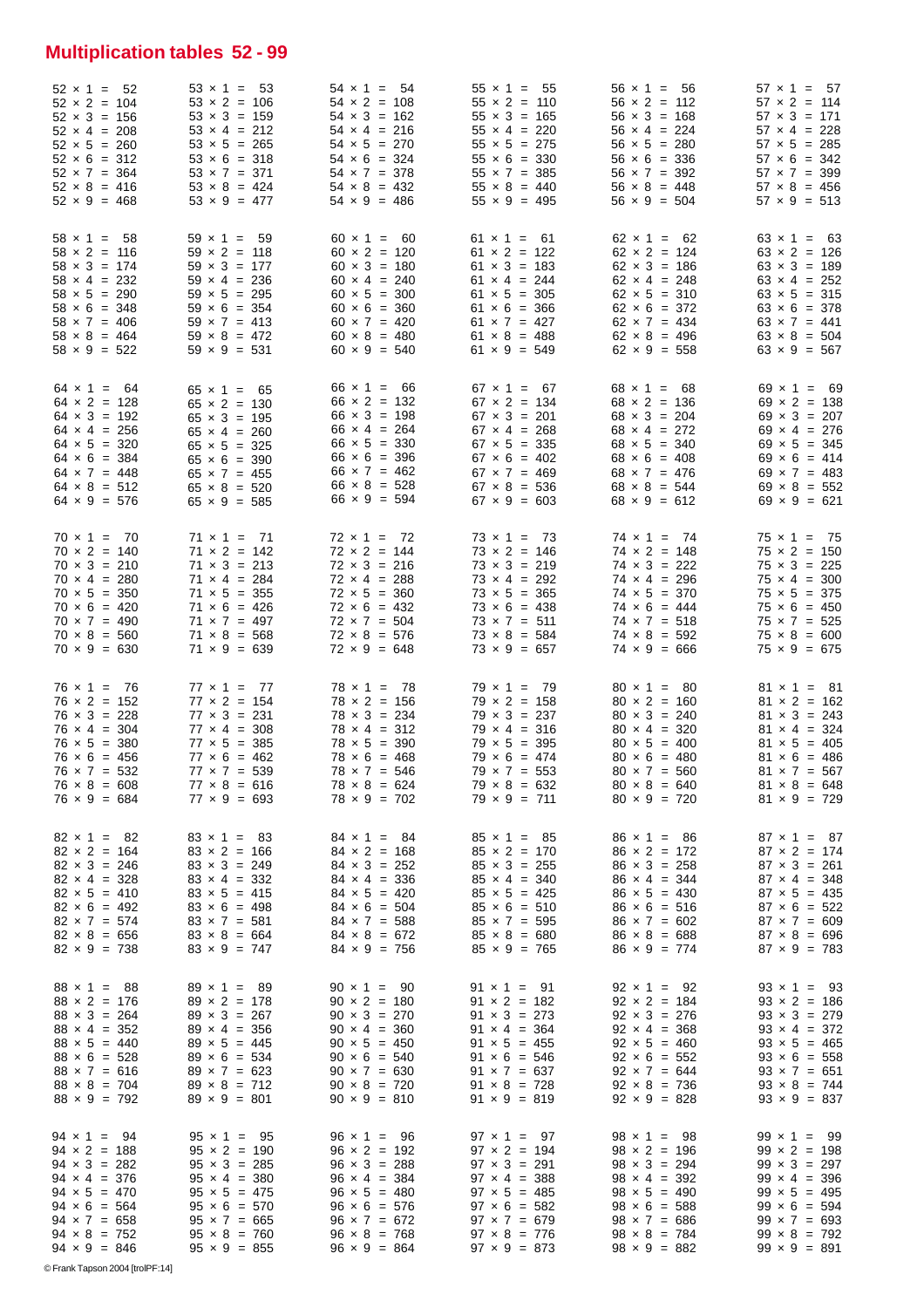## Multiplication tables 52 - 99

| | | | | | |
|---|---|---|---|---|---|
| 52 × 1 = 52 | 53 × 1 = 53 | 54 × 1 = 54 | 55 × 1 = 55 | 56 × 1 = 56 | 57 × 1 = 57 |
| 52 × 2 = 104 | 53 × 2 = 106 | 54 × 2 = 108 | 55 × 2 = 110 | 56 × 2 = 112 | 57 × 2 = 114 |
| 52 × 3 = 156 | 53 × 3 = 159 | 54 × 3 = 162 | 55 × 3 = 165 | 56 × 3 = 168 | 57 × 3 = 171 |
| 52 × 4 = 208 | 53 × 4 = 212 | 54 × 4 = 216 | 55 × 4 = 220 | 56 × 4 = 224 | 57 × 4 = 228 |
| 52 × 5 = 260 | 53 × 5 = 265 | 54 × 5 = 270 | 55 × 5 = 275 | 56 × 5 = 280 | 57 × 5 = 285 |
| 52 × 6 = 312 | 53 × 6 = 318 | 54 × 6 = 324 | 55 × 6 = 330 | 56 × 6 = 336 | 57 × 6 = 342 |
| 52 × 7 = 364 | 53 × 7 = 371 | 54 × 7 = 378 | 55 × 7 = 385 | 56 × 7 = 392 | 57 × 7 = 399 |
| 52 × 8 = 416 | 53 × 8 = 424 | 54 × 8 = 432 | 55 × 8 = 440 | 56 × 8 = 448 | 57 × 8 = 456 |
| 52 × 9 = 468 | 53 × 9 = 477 | 54 × 9 = 486 | 55 × 9 = 495 | 56 × 9 = 504 | 57 × 9 = 513 |

| | | | | | |
|---|---|---|---|---|---|
| 58 × 1 = 58 | 59 × 1 = 59 | 60 × 1 = 60 | 61 × 1 = 61 | 62 × 1 = 62 | 63 × 1 = 63 |
| 58 × 2 = 116 | 59 × 2 = 118 | 60 × 2 = 120 | 61 × 2 = 122 | 62 × 2 = 124 | 63 × 2 = 126 |
| 58 × 3 = 174 | 59 × 3 = 177 | 60 × 3 = 180 | 61 × 3 = 183 | 62 × 3 = 186 | 63 × 3 = 189 |
| 58 × 4 = 232 | 59 × 4 = 236 | 60 × 4 = 240 | 61 × 4 = 244 | 62 × 4 = 248 | 63 × 4 = 252 |
| 58 × 5 = 290 | 59 × 5 = 295 | 60 × 5 = 300 | 61 × 5 = 305 | 62 × 5 = 310 | 63 × 5 = 315 |
| 58 × 6 = 348 | 59 × 6 = 354 | 60 × 6 = 360 | 61 × 6 = 366 | 62 × 6 = 372 | 63 × 6 = 378 |
| 58 × 7 = 406 | 59 × 7 = 413 | 60 × 7 = 420 | 61 × 7 = 427 | 62 × 7 = 434 | 63 × 7 = 441 |
| 58 × 8 = 464 | 59 × 8 = 472 | 60 × 8 = 480 | 61 × 8 = 488 | 62 × 8 = 496 | 63 × 8 = 504 |
| 58 × 9 = 522 | 59 × 9 = 531 | 60 × 9 = 540 | 61 × 9 = 549 | 62 × 9 = 558 | 63 × 9 = 567 |

| | | | | | |
|---|---|---|---|---|---|
| 64 × 1 = 64 | 65 × 1 = 65 | 66 × 1 = 66 | 67 × 1 = 67 | 68 × 1 = 68 | 69 × 1 = 69 |
| 64 × 2 = 128 | 65 × 2 = 130 | 66 × 2 = 132 | 67 × 2 = 134 | 68 × 2 = 136 | 69 × 2 = 138 |
| 64 × 3 = 192 | 65 × 3 = 195 | 66 × 3 = 198 | 67 × 3 = 201 | 68 × 3 = 204 | 69 × 3 = 207 |
| 64 × 4 = 256 | 65 × 4 = 260 | 66 × 4 = 264 | 67 × 4 = 268 | 68 × 4 = 272 | 69 × 4 = 276 |
| 64 × 5 = 320 | 65 × 5 = 325 | 66 × 5 = 330 | 67 × 5 = 335 | 68 × 5 = 340 | 69 × 5 = 345 |
| 64 × 6 = 384 | 65 × 6 = 390 | 66 × 6 = 396 | 67 × 6 = 402 | 68 × 6 = 408 | 69 × 6 = 414 |
| 64 × 7 = 448 | 65 × 7 = 455 | 66 × 7 = 462 | 67 × 7 = 469 | 68 × 7 = 476 | 69 × 7 = 483 |
| 64 × 8 = 512 | 65 × 8 = 520 | 66 × 8 = 528 | 67 × 8 = 536 | 68 × 8 = 544 | 69 × 8 = 552 |
| 64 × 9 = 576 | 65 × 9 = 585 | 66 × 9 = 594 | 67 × 9 = 603 | 68 × 9 = 612 | 69 × 9 = 621 |

| | | | | | |
|---|---|---|---|---|---|
| 70 × 1 = 70 | 71 × 1 = 71 | 72 × 1 = 72 | 73 × 1 = 73 | 74 × 1 = 74 | 75 × 1 = 75 |
| 70 × 2 = 140 | 71 × 2 = 142 | 72 × 2 = 144 | 73 × 2 = 146 | 74 × 2 = 148 | 75 × 2 = 150 |
| 70 × 3 = 210 | 71 × 3 = 213 | 72 × 3 = 216 | 73 × 3 = 219 | 74 × 3 = 222 | 75 × 3 = 225 |
| 70 × 4 = 280 | 71 × 4 = 284 | 72 × 4 = 288 | 73 × 4 = 292 | 74 × 4 = 296 | 75 × 4 = 300 |
| 70 × 5 = 350 | 71 × 5 = 355 | 72 × 5 = 360 | 73 × 5 = 365 | 74 × 5 = 370 | 75 × 5 = 375 |
| 70 × 6 = 420 | 71 × 6 = 426 | 72 × 6 = 432 | 73 × 6 = 438 | 74 × 6 = 444 | 75 × 6 = 450 |
| 70 × 7 = 490 | 71 × 7 = 497 | 72 × 7 = 504 | 73 × 7 = 511 | 74 × 7 = 518 | 75 × 7 = 525 |
| 70 × 8 = 560 | 71 × 8 = 568 | 72 × 8 = 576 | 73 × 8 = 584 | 74 × 8 = 592 | 75 × 8 = 600 |
| 70 × 9 = 630 | 71 × 9 = 639 | 72 × 9 = 648 | 73 × 9 = 657 | 74 × 9 = 666 | 75 × 9 = 675 |

| | | | | | |
|---|---|---|---|---|---|
| 76 × 1 = 76 | 77 × 1 = 77 | 78 × 1 = 78 | 79 × 1 = 79 | 80 × 1 = 80 | 81 × 1 = 81 |
| 76 × 2 = 152 | 77 × 2 = 154 | 78 × 2 = 156 | 79 × 2 = 158 | 80 × 2 = 160 | 81 × 2 = 162 |
| 76 × 3 = 228 | 77 × 3 = 231 | 78 × 3 = 234 | 79 × 3 = 237 | 80 × 3 = 240 | 81 × 3 = 243 |
| 76 × 4 = 304 | 77 × 4 = 308 | 78 × 4 = 312 | 79 × 4 = 316 | 80 × 4 = 320 | 81 × 4 = 324 |
| 76 × 5 = 380 | 77 × 5 = 385 | 78 × 5 = 390 | 79 × 5 = 395 | 80 × 5 = 400 | 81 × 5 = 405 |
| 76 × 6 = 456 | 77 × 6 = 462 | 78 × 6 = 468 | 79 × 6 = 474 | 80 × 6 = 480 | 81 × 6 = 486 |
| 76 × 7 = 532 | 77 × 7 = 539 | 78 × 7 = 546 | 79 × 7 = 553 | 80 × 7 = 560 | 81 × 7 = 567 |
| 76 × 8 = 608 | 77 × 8 = 616 | 78 × 8 = 624 | 79 × 8 = 632 | 80 × 8 = 640 | 81 × 8 = 648 |
| 76 × 9 = 684 | 77 × 9 = 693 | 78 × 9 = 702 | 79 × 9 = 711 | 80 × 9 = 720 | 81 × 9 = 729 |

| | | | | | |
|---|---|---|---|---|---|
| 82 × 1 = 82 | 83 × 1 = 83 | 84 × 1 = 84 | 85 × 1 = 85 | 86 × 1 = 86 | 87 × 1 = 87 |
| 82 × 2 = 164 | 83 × 2 = 166 | 84 × 2 = 168 | 85 × 2 = 170 | 86 × 2 = 172 | 87 × 2 = 174 |
| 82 × 3 = 246 | 83 × 3 = 249 | 84 × 3 = 252 | 85 × 3 = 255 | 86 × 3 = 258 | 87 × 3 = 261 |
| 82 × 4 = 328 | 83 × 4 = 332 | 84 × 4 = 336 | 85 × 4 = 340 | 86 × 4 = 344 | 87 × 4 = 348 |
| 82 × 5 = 410 | 83 × 5 = 415 | 84 × 5 = 420 | 85 × 5 = 425 | 86 × 5 = 430 | 87 × 5 = 435 |
| 82 × 6 = 492 | 83 × 6 = 498 | 84 × 6 = 504 | 85 × 6 = 510 | 86 × 6 = 516 | 87 × 6 = 522 |
| 82 × 7 = 574 | 83 × 7 = 581 | 84 × 7 = 588 | 85 × 7 = 595 | 86 × 7 = 602 | 87 × 7 = 609 |
| 82 × 8 = 656 | 83 × 8 = 664 | 84 × 8 = 672 | 85 × 8 = 680 | 86 × 8 = 688 | 87 × 8 = 696 |
| 82 × 9 = 738 | 83 × 9 = 747 | 84 × 9 = 756 | 85 × 9 = 765 | 86 × 9 = 774 | 87 × 9 = 783 |

| | | | | | |
|---|---|---|---|---|---|
| 88 × 1 = 88 | 89 × 1 = 89 | 90 × 1 = 90 | 91 × 1 = 91 | 92 × 1 = 92 | 93 × 1 = 93 |
| 88 × 2 = 176 | 89 × 2 = 178 | 90 × 2 = 180 | 91 × 2 = 182 | 92 × 2 = 184 | 93 × 2 = 186 |
| 88 × 3 = 264 | 89 × 3 = 267 | 90 × 3 = 270 | 91 × 3 = 273 | 92 × 3 = 276 | 93 × 3 = 279 |
| 88 × 4 = 352 | 89 × 4 = 356 | 90 × 4 = 360 | 91 × 4 = 364 | 92 × 4 = 368 | 93 × 4 = 372 |
| 88 × 5 = 440 | 89 × 5 = 445 | 90 × 5 = 450 | 91 × 5 = 455 | 92 × 5 = 460 | 93 × 5 = 465 |
| 88 × 6 = 528 | 89 × 6 = 534 | 90 × 6 = 540 | 91 × 6 = 546 | 92 × 6 = 552 | 93 × 6 = 558 |
| 88 × 7 = 616 | 89 × 7 = 623 | 90 × 7 = 630 | 91 × 7 = 637 | 92 × 7 = 644 | 93 × 7 = 651 |
| 88 × 8 = 704 | 89 × 8 = 712 | 90 × 8 = 720 | 91 × 8 = 728 | 92 × 8 = 736 | 93 × 8 = 744 |
| 88 × 9 = 792 | 89 × 9 = 801 | 90 × 9 = 810 | 91 × 9 = 819 | 92 × 9 = 828 | 93 × 9 = 837 |

| | | | | | |
|---|---|---|---|---|---|
| 94 × 1 = 94 | 95 × 1 = 95 | 96 × 1 = 96 | 97 × 1 = 97 | 98 × 1 = 98 | 99 × 1 = 99 |
| 94 × 2 = 188 | 95 × 2 = 190 | 96 × 2 = 192 | 97 × 2 = 194 | 98 × 2 = 196 | 99 × 2 = 198 |
| 94 × 3 = 282 | 95 × 3 = 285 | 96 × 3 = 288 | 97 × 3 = 291 | 98 × 3 = 294 | 99 × 3 = 297 |
| 94 × 4 = 376 | 95 × 4 = 380 | 96 × 4 = 384 | 97 × 4 = 388 | 98 × 4 = 392 | 99 × 4 = 396 |
| 94 × 5 = 470 | 95 × 5 = 475 | 96 × 5 = 480 | 97 × 5 = 485 | 98 × 5 = 490 | 99 × 5 = 495 |
| 94 × 6 = 564 | 95 × 6 = 570 | 96 × 6 = 576 | 97 × 6 = 582 | 98 × 6 = 588 | 99 × 6 = 594 |
| 94 × 7 = 658 | 95 × 7 = 665 | 96 × 7 = 672 | 97 × 7 = 679 | 98 × 7 = 686 | 99 × 7 = 693 |
| 94 × 8 = 752 | 95 × 8 = 760 | 96 × 8 = 768 | 97 × 8 = 776 | 98 × 8 = 784 | 99 × 8 = 792 |
| 94 × 9 = 846 | 95 × 9 = 855 | 96 × 9 = 864 | 97 × 9 = 873 | 98 × 9 = 882 | 99 × 9 = 891 |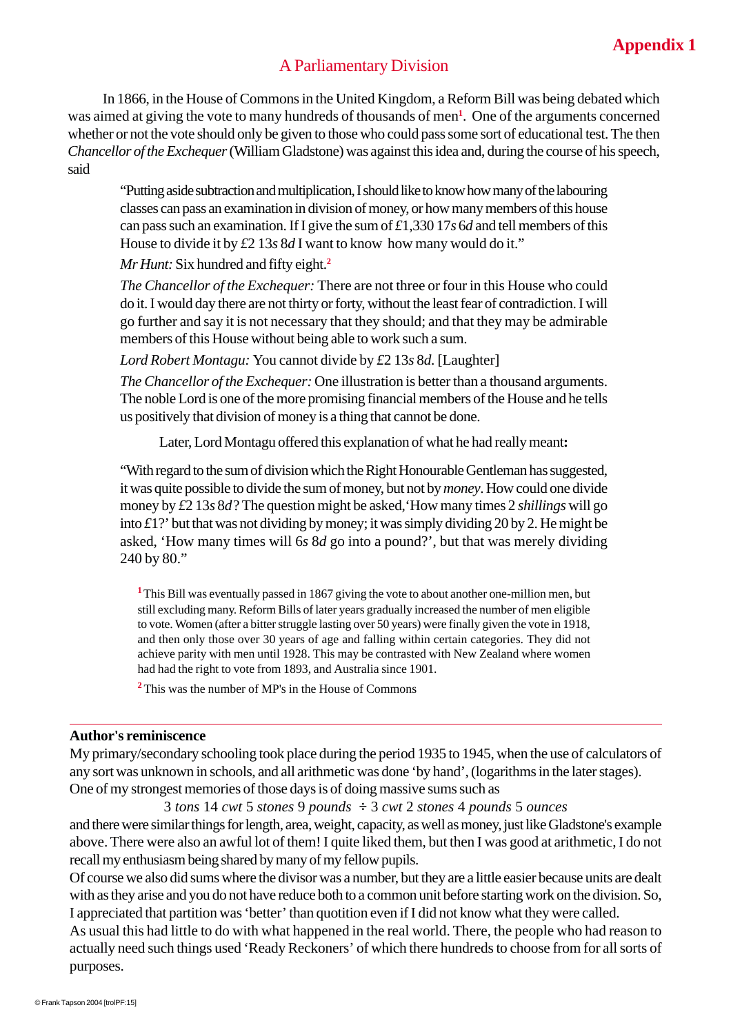## Appendix 1

### A Parliamentary Division

In 1866, in the House of Commons in the United Kingdom, a Reform Bill was being debated which was aimed at giving the vote to many hundreds of thousands of men[1]. One of the arguments concerned whether or not the vote should only be given to those who could pass some sort of educational test. The then *Chancellor of the Exchequer* (William Gladstone) was against this idea and, during the course of his speech, said

> "Putting aside subtraction and multiplication, I should like to know how many of the labouring classes can pass an examination in division of money, or how many members of this house can pass such an examination. If I give the sum of £1,330 17*s* 6*d* and tell members of this House to divide it by £2 13*s* 8*d* I want to know how many would do it."
>
> *Mr Hunt:* Six hundred and fifty eight.[2]
>
> *The Chancellor of the Exchequer:* There are not three or four in this House who could do it. I would day there are not thirty or forty, without the least fear of contradiction. I will go further and say it is not necessary that they should; and that they may be admirable members of this House without being able to work such a sum.
>
> *Lord Robert Montagu:* You cannot divide by £2 13*s* 8*d*. [Laughter]
>
> *The Chancellor of the Exchequer:* One illustration is better than a thousand arguments. The noble Lord is one of the more promising financial members of the House and he tells us positively that division of money is a thing that cannot be done.

Later, Lord Montagu offered this explanation of what he had really meant**:**

> "With regard to the sum of division which the Right Honourable Gentleman has suggested, it was quite possible to divide the sum of money, but not by *money*. How could one divide money by £2 13*s* 8*d*? The question might be asked, 'How many times 2 *shillings* will go into £1?' but that was not dividing by money; it was simply dividing 20 by 2. He might be asked, 'How many times will 6*s* 8*d* go into a pound?', but that was merely dividing 240 by 80."

[1] This Bill was eventually passed in 1867 giving the vote to about another one-million men, but still excluding many. Reform Bills of later years gradually increased the number of men eligible to vote. Women (after a bitter struggle lasting over 50 years) were finally given the vote in 1918, and then only those over 30 years of age and falling within certain categories. They did not achieve parity with men until 1928. This may be contrasted with New Zealand where women had had the right to vote from 1893, and Australia since 1901.

[2] This was the number of MP's in the House of Commons

---

**Author's reminiscence**

My primary/secondary schooling took place during the period 1935 to 1945, when the use of calculators of any sort was unknown in schools, and all arithmetic was done 'by hand', (logarithms in the later stages). One of my strongest memories of those days is of doing massive sums such as

3 *tons* 14 *cwt* 5 *stones* 9 *pounds* ÷ 3 *cwt* 2 *stones* 4 *pounds* 5 *ounces*

and there were similar things for length, area, weight, capacity, as well as money, just like Gladstone's example above. There were also an awful lot of them! I quite liked them, but then I was good at arithmetic, I do not recall my enthusiasm being shared by many of my fellow pupils.

Of course we also did sums where the divisor was a number, but they are a little easier because units are dealt with as they arise and you do not have reduce both to a common unit before starting work on the division. So, I appreciated that partition was 'better' than quotition even if I did not know what they were called.

As usual this had little to do with what happened in the real world. There, the people who had reason to actually need such things used 'Ready Reckoners' of which there hundreds to choose from for all sorts of purposes.